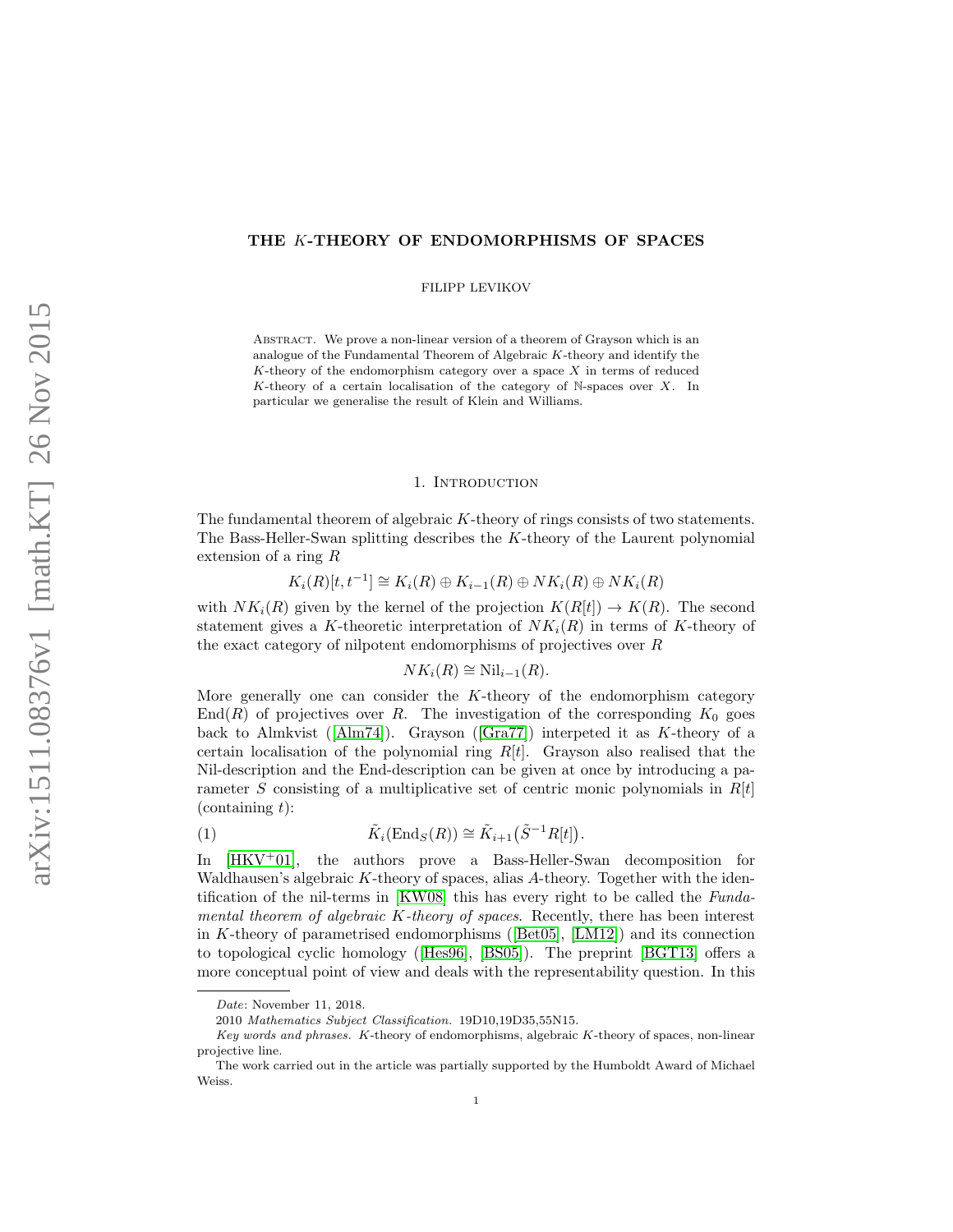# THE $K$-THEORY OF ENDOMORPHISMS OF SPACES

FILIPP LEVIKOV

Abstract. We prove a non-linear version of a theorem of Grayson which is an analogue of the Fundamental Theorem of Algebraic $K$-theory and identify the $K$-theory of the endomorphism category over a space $X$ in terms of reduced $K$-theory of a certain localisation of the category of $\mathbb{N}$-spaces over $X$. In particular we generalise the result of Klein and Williams.

## 1. Introduction

The fundamental theorem of algebraic $K$-theory of rings consists of two statements. The Bass-Heller-Swan splitting describes the $K$-theory of the Laurent polynomial extension of a ring $R$

$$K_i(R)[t,t^{-1}] \cong K_i(R) \oplus K_{i-1}(R) \oplus NK_i(R) \oplus NK_i(R)$$

with $NK_i(R)$ given by the kernel of the projection $K(R[t]) \to K(R)$. The second statement gives a $K$-theoretic interpretation of $NK_i(R)$ in terms of $K$-theory of the exact category of nilpotent endomorphisms of projectives over $R$

$$NK_i(R) \cong \mathrm{Nil}_{i-1}(R).$$

More generally one can consider the $K$-theory of the endomorphism category $\mathrm{End}(R)$ of projectives over $R$. The investigation of the corresponding $K_0$ goes back to Almkvist ([Alm74]). Grayson ([Gra77]) interpeted it as $K$-theory of a certain localisation of the polynomial ring $R[t]$. Grayson also realised that the Nil-description and the End-description can be given at once by introducing a parameter $S$ consisting of a multiplicative set of centric monic polynomials in $R[t]$ (containing $t$):

$$\tilde{K}_i(\mathrm{End}_S(R)) \cong \tilde{K}_{i+1}\big(\tilde{S}^{-1}R[t]\big). \tag{1}$$

In [HKV+01], the authors prove a Bass-Heller-Swan decomposition for Waldhausen's algebraic $K$-theory of spaces, alias $A$-theory. Together with the identification of the nil-terms in [KW08] this has every right to be called the *Fundamental theorem of algebraic $K$-theory of spaces*. Recently, there has been interest in $K$-theory of parametrised endomorphisms ([Bet05], [LM12]) and its connection to topological cyclic homology ([Hes96], [BS05]). The preprint [BGT13] offers a more conceptual point of view and deals with the representability question. In this

*Date*: November 11, 2018.

2010 *Mathematics Subject Classification.* 19D10,19D35,55N15.

*Key words and phrases.* $K$-theory of endomorphisms, algebraic $K$-theory of spaces, non-linear projective line.

The work carried out in the article was partially supported by the Humboldt Award of Michael Weiss.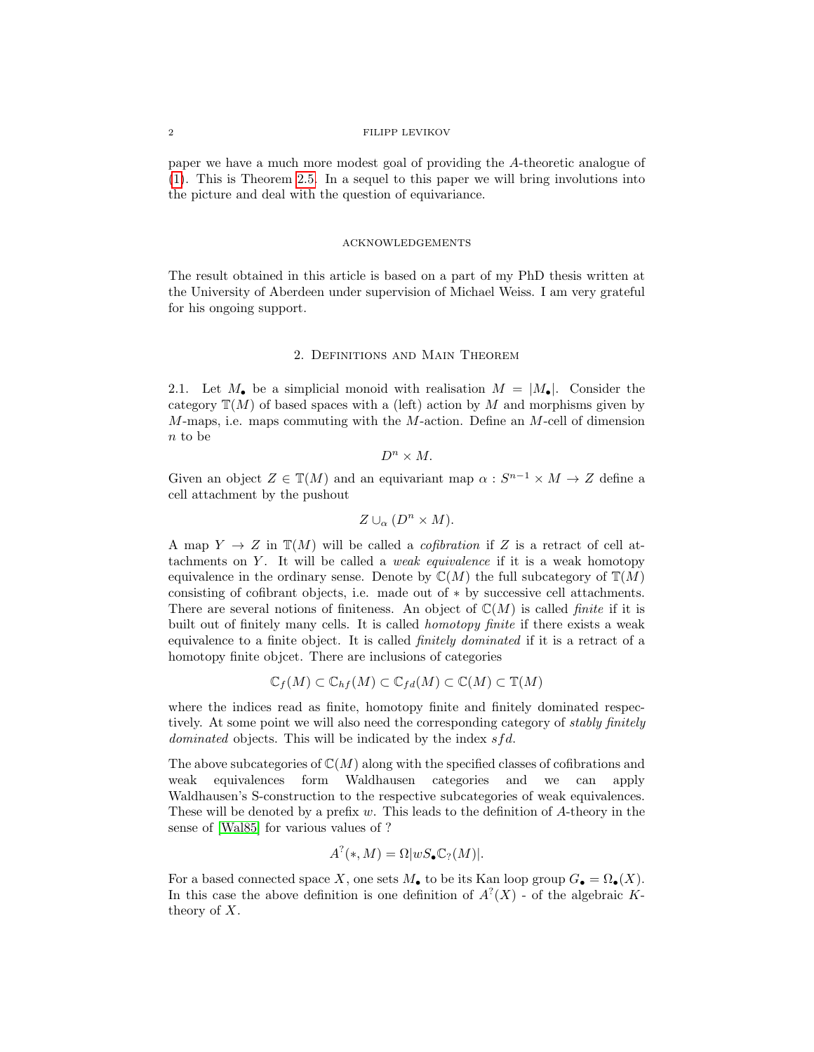paper we have a much more modest goal of providing the $A$-theoretic analogue of (1). This is Theorem 2.5. In a sequel to this paper we will bring involutions into the picture and deal with the question of equivariance.

### Acknowledgements

The result obtained in this article is based on a part of my PhD thesis written at the University of Aberdeen under supervision of Michael Weiss. I am very grateful for his ongoing support.

## 2. Definitions and Main Theorem

2.1. Let $M_\bullet$ be a simplicial monoid with realisation $M = |M_\bullet|$. Consider the category $\mathbb{T}(M)$ of based spaces with a (left) action by $M$ and morphisms given by $M$-maps, i.e. maps commuting with the $M$-action. Define an $M$-cell of dimension $n$ to be

$$D^n \times M.$$

Given an object $Z \in \mathbb{T}(M)$ and an equivariant map $\alpha : S^{n-1} \times M \to Z$ define a cell attachment by the pushout

$$Z \cup_\alpha (D^n \times M).$$

A map $Y \to Z$ in $\mathbb{T}(M)$ will be called a *cofibration* if $Z$ is a retract of cell attachments on $Y$. It will be called a *weak equivalence* if it is a weak homotopy equivalence in the ordinary sense. Denote by $\mathbb{C}(M)$ the full subcategory of $\mathbb{T}(M)$ consisting of cofibrant objects, i.e. made out of $*$ by successive cell attachments. There are several notions of finiteness. An object of $\mathbb{C}(M)$ is called *finite* if it is built out of finitely many cells. It is called *homotopy finite* if there exists a weak equivalence to a finite object. It is called *finitely dominated* if it is a retract of a homotopy finite objcet. There are inclusions of categories

$$\mathbb{C}_f(M) \subset \mathbb{C}_{hf}(M) \subset \mathbb{C}_{fd}(M) \subset \mathbb{C}(M) \subset \mathbb{T}(M)$$

where the indices read as finite, homotopy finite and finitely dominated respectively. At some point we will also need the corresponding category of *stably finitely dominated* objects. This will be indicated by the index $sfd$.

The above subcategories of $\mathbb{C}(M)$ along with the specified classes of cofibrations and weak equivalences form Waldhausen categories and we can apply Waldhausen's S-construction to the respective subcategories of weak equivalences. These will be denoted by a prefix $w$. This leads to the definition of $A$-theory in the sense of [Wal85] for various values of ?

$$A^?(*, M) = \Omega|wS_\bullet\mathbb{C}_?(M)|.$$

For a based connected space $X$, one sets $M_\bullet$ to be its Kan loop group $G_\bullet = \Omega_\bullet(X)$. In this case the above definition is one definition of $A^?(X)$ - of the algebraic $K$-theory of $X$.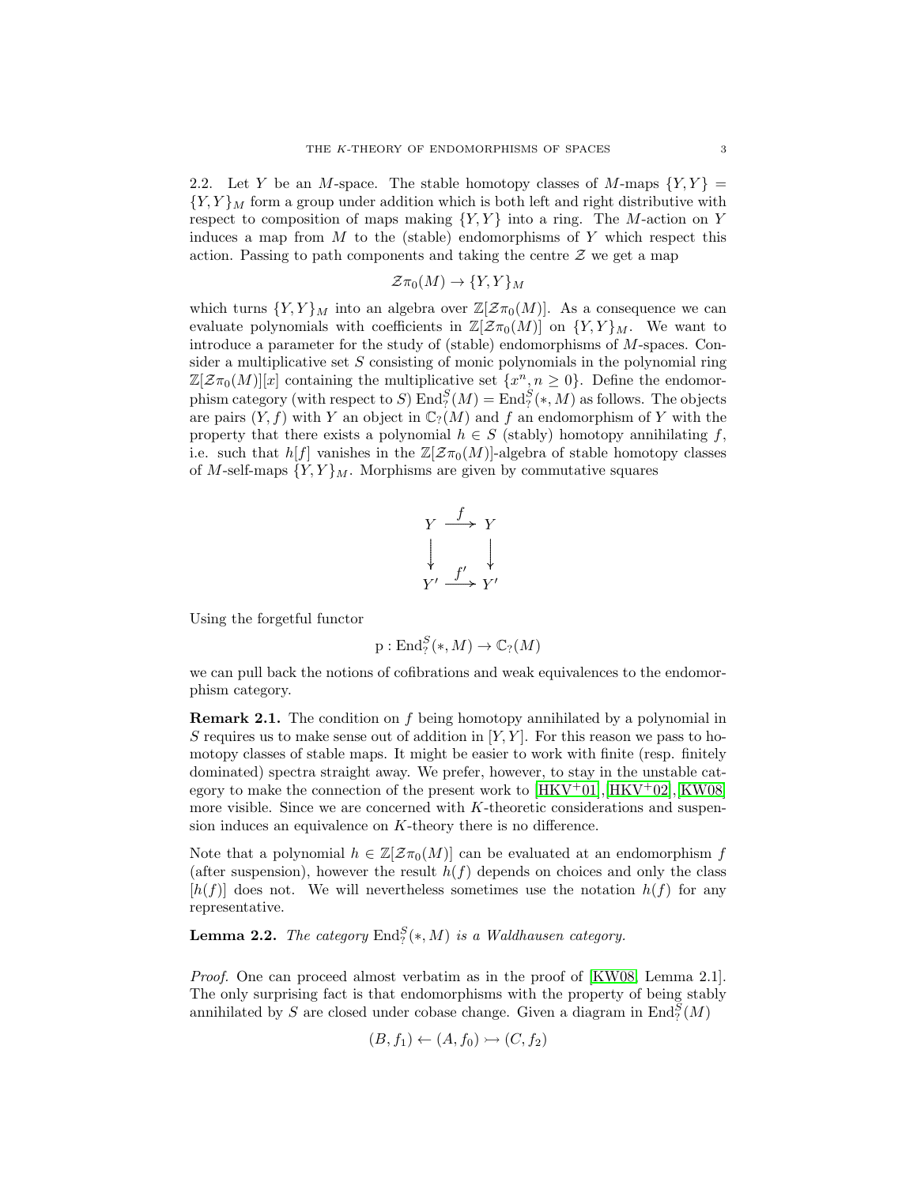2.2. Let $Y$ be an $M$-space. The stable homotopy classes of $M$-maps $\{Y, Y\} = \{Y, Y\}_M$ form a group under addition which is both left and right distributive with respect to composition of maps making $\{Y, Y\}$ into a ring. The $M$-action on $Y$ induces a map from $M$ to the (stable) endomorphisms of $Y$ which respect this action. Passing to path components and taking the centre $\mathcal{Z}$ we get a map

$$\mathcal{Z}\pi_0(M) \to \{Y, Y\}_M$$

which turns $\{Y, Y\}_M$ into an algebra over $\mathbb{Z}[\mathcal{Z}\pi_0(M)]$. As a consequence we can evaluate polynomials with coefficients in $\mathbb{Z}[\mathcal{Z}\pi_0(M)]$ on $\{Y, Y\}_M$. We want to introduce a parameter for the study of (stable) endomorphisms of $M$-spaces. Consider a multiplicative set $S$ consisting of monic polynomials in the polynomial ring $\mathbb{Z}[\mathcal{Z}\pi_0(M)][x]$ containing the multiplicative set $\{x^n, n \geq 0\}$. Define the endomorphism category (with respect to $S$) $\mathrm{End}^S_?(M) = \mathrm{End}^S_?(*, M)$ as follows. The objects are pairs $(Y, f)$ with $Y$ an object in $\mathbb{C}_?(M)$ and $f$ an endomorphism of $Y$ with the property that there exists a polynomial $h \in S$ (stably) homotopy annihilating $f$, i.e. such that $h[f]$ vanishes in the $\mathbb{Z}[\mathcal{Z}\pi_0(M)]$-algebra of stable homotopy classes of $M$-self-maps $\{Y, Y\}_M$. Morphisms are given by commutative squares

$$\begin{array}{ccc} Y & \xrightarrow{f} & Y \\ \downarrow & & \downarrow \\ Y' & \xrightarrow{f'} & Y' \end{array}$$

Using the forgetful functor

$$\mathrm{p} : \mathrm{End}^S_?(*, M) \to \mathbb{C}_?(M)$$

we can pull back the notions of cofibrations and weak equivalences to the endomorphism category.

**Remark 2.1.** The condition on $f$ being homotopy annihilated by a polynomial in $S$ requires us to make sense out of addition in $[Y, Y]$. For this reason we pass to homotopy classes of stable maps. It might be easier to work with finite (resp. finitely dominated) spectra straight away. We prefer, however, to stay in the unstable category to make the connection of the present work to [HKV+01], [HKV+02], [KW08] more visible. Since we are concerned with $K$-theoretic considerations and suspension induces an equivalence on $K$-theory there is no difference.

Note that a polynomial $h \in \mathbb{Z}[\mathcal{Z}\pi_0(M)]$ can be evaluated at an endomorphism $f$ (after suspension), however the result $h(f)$ depends on choices and only the class $[h(f)]$ does not. We will nevertheless sometimes use the notation $h(f)$ for any representative.

**Lemma 2.2.** *The category* $\mathrm{End}^S_?(*, M)$ *is a Waldhausen category.*

*Proof.* One can proceed almost verbatim as in the proof of [KW08, Lemma 2.1]. The only surprising fact is that endomorphisms with the property of being stably annihilated by $S$ are closed under cobase change. Given a diagram in $\mathrm{End}^S_?(M)$

$$(B, f_1) \leftarrow (A, f_0) \rightarrowtail (C, f_2)$$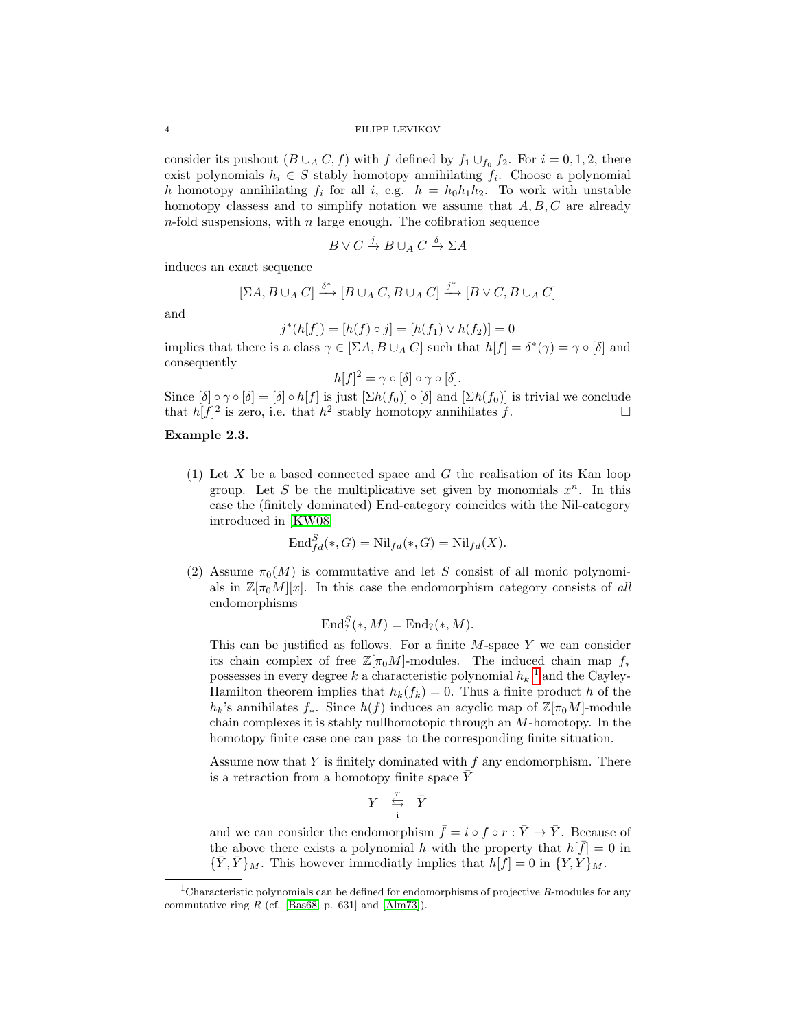consider its pushout $(B \cup_A C, f)$ with $f$ defined by $f_1 \cup_{f_0} f_2$. For $i = 0, 1, 2$, there exist polynomials $h_i \in S$ stably homotopy annihilating $f_i$. Choose a polynomial $h$ homotopy annihilating $f_i$ for all $i$, e.g. $h = h_0 h_1 h_2$. To work with unstable homotopy classess and to simplify notation we assume that $A, B, C$ are already $n$-fold suspensions, with $n$ large enough. The cofibration sequence

$$B \vee C \xrightarrow{j} B \cup_A C \xrightarrow{\delta} \Sigma A$$

induces an exact sequence

$$[\Sigma A, B \cup_A C] \xrightarrow{\delta^*} [B \cup_A C, B \cup_A C] \xrightarrow{j^*} [B \vee C, B \cup_A C]$$

and

$$j^*(h[f]) = [h(f) \circ j] = [h(f_1) \vee h(f_2)] = 0$$

implies that there is a class $\gamma \in [\Sigma A, B \cup_A C]$ such that $h[f] = \delta^*(\gamma) = \gamma \circ [\delta]$ and consequently

$$h[f]^2 = \gamma \circ [\delta] \circ \gamma \circ [\delta].$$

Since $[\delta] \circ \gamma \circ [\delta] = [\delta] \circ h[f]$ is just $[\Sigma h(f_0)] \circ [\delta]$ and $[\Sigma h(f_0)]$ is trivial we conclude that $h[f]^2$ is zero, i.e. that $h^2$ stably homotopy annihilates $f$. □

**Example 2.3.**

(1) Let $X$ be a based connected space and $G$ the realisation of its Kan loop group. Let $S$ be the multiplicative set given by monomials $x^n$. In this case the (finitely dominated) End-category coincides with the Nil-category introduced in [KW08]

$$\mathrm{End}^S_{fd}(*, G) = \mathrm{Nil}_{fd}(*, G) = \mathrm{Nil}_{fd}(X).$$

(2) Assume $\pi_0(M)$ is commutative and let $S$ consist of all monic polynomials in $\mathbb{Z}[\pi_0 M][x]$. In this case the endomorphism category consists of *all* endomorphisms

$$\mathrm{End}^S_?(*, M) = \mathrm{End}_?(*, M).$$

This can be justified as follows. For a finite $M$-space $Y$ we can consider its chain complex of free $\mathbb{Z}[\pi_0 M]$-modules. The induced chain map $f_*$ possesses in every degree $k$ a characteristic polynomial $h_k$ [1] and the Cayley-Hamilton theorem implies that $h_k(f_k) = 0$. Thus a finite product $h$ of the $h_k$'s annihilates $f_*$. Since $h(f)$ induces an acyclic map of $\mathbb{Z}[\pi_0 M]$-module chain complexes it is stably nullhomotopic through an $M$-homotopy. In the homotopy finite case one can pass to the corresponding finite situation.

Assume now that $Y$ is finitely dominated with $f$ any endomorphism. There is a retraction from a homotopy finite space $\bar{Y}$

$$Y \underset{i}{\overset{r}{\leftrightarrows}} \bar{Y}$$

and we can consider the endomorphism $\bar{f} = i \circ f \circ r : \bar{Y} \to \bar{Y}$. Because of the above there exists a polynomial $h$ with the property that $h[\bar{f}] = 0$ in $\{\bar{Y}, \bar{Y}\}_M$. This however immediatly implies that $h[f] = 0$ in $\{Y, Y\}_M$.

[1] Characteristic polynomials can be defined for endomorphisms of projective $R$-modules for any commutative ring $R$ (cf. [Bas68, p. 631] and [Alm73]).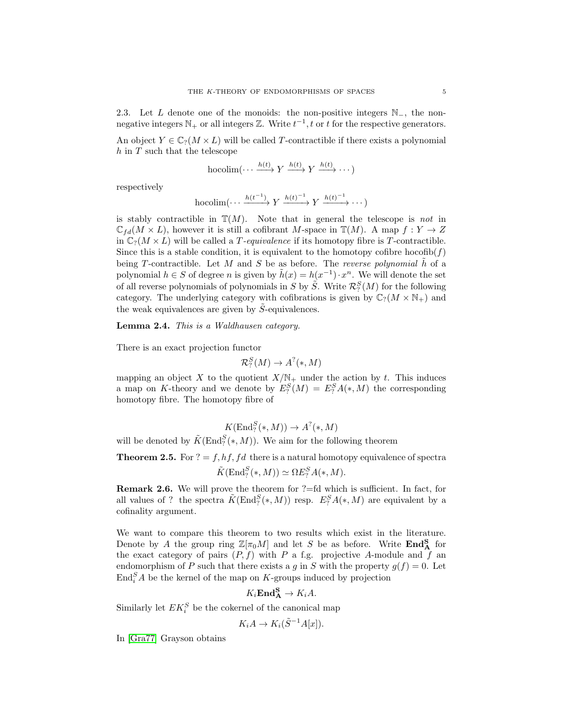2.3. Let $L$ denote one of the monoids: the non-positive integers $\mathbb{N}_-$, the non-negative integers $\mathbb{N}_+$ or all integers $\mathbb{Z}$. Write $t^{-1}, t$ or $t$ for the respective generators.

An object $Y \in \mathbb{C}_?(M \times L)$ will be called $T$-contractible if there exists a polynomial $h$ in $T$ such that the telescope

$$\operatorname{hocolim}(\cdots \xrightarrow{h(t)} Y \xrightarrow{h(t)} Y \xrightarrow{h(t)} \cdots)$$

respectively

$$\operatorname{hocolim}(\cdots \xrightarrow{h(t^{-1})} Y \xrightarrow{h(t)^{-1}} Y \xrightarrow{h(t)^{-1}} \cdots)$$

is stably contractible in $\mathbb{T}(M)$. Note that in general the telescope is *not* in $\mathbb{C}_{fd}(M \times L)$, however it is still a cofibrant $M$-space in $\mathbb{T}(M)$. A map $f : Y \to Z$ in $\mathbb{C}_?(M \times L)$ will be called a *$T$-equivalence* if its homotopy fibre is $T$-contractible. Since this is a stable condition, it is equivalent to the homotopy cofibre $\operatorname{hocofib}(f)$ being $T$-contractible. Let $M$ and $S$ be as before. The *reverse polynomial* $\tilde{h}$ of a polynomial $h \in S$ of degree $n$ is given by $\tilde{h}(x) = h(x^{-1}) \cdot x^n$. We will denote the set of all reverse polynomials of polynomials in $S$ by $\tilde{S}$. Write $\mathcal{R}^S_?(M)$ for the following category. The underlying category with cofibrations is given by $\mathbb{C}_?(M \times \mathbb{N}_+)$ and the weak equivalences are given by $\tilde{S}$-equivalences.

**Lemma 2.4.** *This is a Waldhausen category.*

There is an exact projection functor

$$\mathcal{R}^S_?(M) \to A^?(*, M)$$

mapping an object $X$ to the quotient $X/\mathbb{N}_+$ under the action by $t$. This induces a map on $K$-theory and we denote by $E^S_?(M) = E^S_? A(*, M)$ the corresponding homotopy fibre. The homotopy fibre of

$$K(\operatorname{End}^S_?(*, M)) \to A^?(*, M)$$

will be denoted by $\tilde{K}(\operatorname{End}^S_?(*, M))$. We aim for the following theorem

**Theorem 2.5.** For $? = f, hf, fd$ there is a natural homotopy equivalence of spectra

$$\tilde{K}(\operatorname{End}^S_?(*, M)) \simeq \Omega E^S_? A(*, M).$$

**Remark 2.6.** We will prove the theorem for ?=fd which is sufficient. In fact, for all values of ? the spectra $\tilde{K}(\operatorname{End}^S_?(*, M))$ resp. $E^S_? A(*, M)$ are equivalent by a cofinality argument.

We want to compare this theorem to two results which exist in the literature. Denote by $A$ the group ring $\mathbb{Z}[\pi_0 M]$ and let $S$ be as before. Write $\mathbf{End^S_A}$ for the exact category of pairs $(P, f)$ with $P$ a f.g. projective $A$-module and $f$ an endomorphism of $P$ such that there exists a $g$ in $S$ with the property $g(f) = 0$. Let $\operatorname{End}^S_i A$ be the kernel of the map on $K$-groups induced by projection

$$K_i \mathbf{End^S_A} \to K_i A.$$

Similarly let $EK^S_i$ be the cokernel of the canonical map

$$K_i A \to K_i(\tilde{S}^{-1} A[x]).$$

In [Gra77] Grayson obtains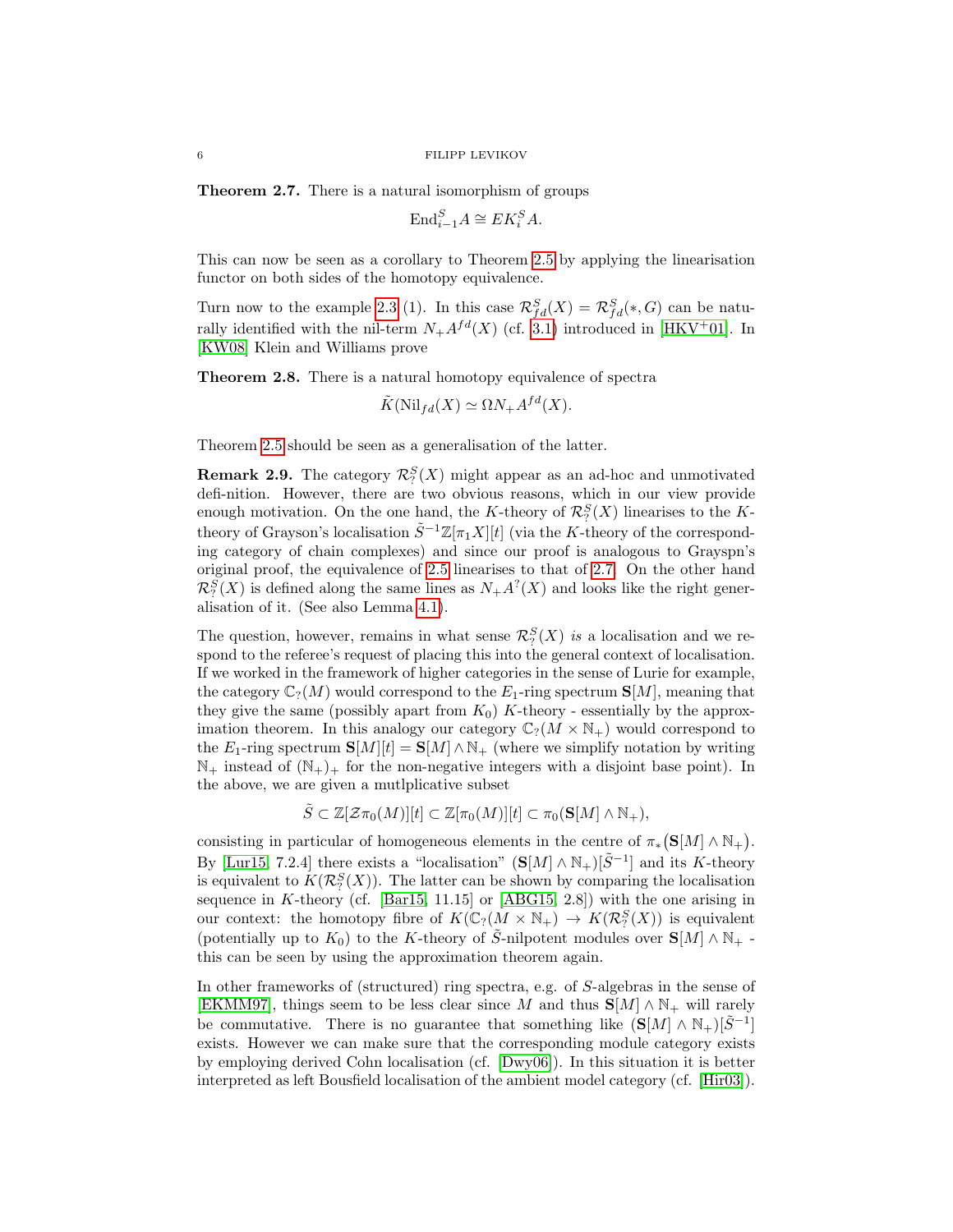**Theorem 2.7.** There is a natural isomorphism of groups

$$\mathrm{End}^S_{i-1} A \cong EK^S_i A.$$

This can now be seen as a corollary to Theorem 2.5 by applying the linearisation functor on both sides of the homotopy equivalence.

Turn now to the example 2.3 (1). In this case $\mathcal{R}^S_{fd}(X) = \mathcal{R}^S_{fd}(*, G)$ can be naturally identified with the nil-term $N_+A^{fd}(X)$ (cf. 3.1) introduced in [HKV+01]. In [KW08] Klein and Williams prove

**Theorem 2.8.** There is a natural homotopy equivalence of spectra

$$\tilde{K}(\mathrm{Nil}_{fd}(X) \simeq \Omega N_+ A^{fd}(X).$$

Theorem 2.5 should be seen as a generalisation of the latter.

**Remark 2.9.** The category $\mathcal{R}^S_?(X)$ might appear as an ad-hoc and unmotivated defi-nition. However, there are two obvious reasons, which in our view provide enough motivation. On the one hand, the $K$-theory of $\mathcal{R}^S_?(X)$ linearises to the $K$-theory of Grayson's localisation $\tilde{S}^{-1}\mathbb{Z}[\pi_1 X][t]$ (via the $K$-theory of the corresponding category of chain complexes) and since our proof is analogous to Grayspn's original proof, the equivalence of 2.5 linearises to that of 2.7. On the other hand $\mathcal{R}^S_?(X)$ is defined along the same lines as $N_+A^?(X)$ and looks like the right generalisation of it. (See also Lemma 4.1).

The question, however, remains in what sense $\mathcal{R}^S_?(X)$ *is* a localisation and we respond to the referee's request of placing this into the general context of localisation. If we worked in the framework of higher categories in the sense of Lurie for example, the category $\mathbb{C}_?(M)$ would correspond to the $E_1$-ring spectrum $\mathbf{S}[M]$, meaning that they give the same (possibly apart from $K_0$) $K$-theory - essentially by the approximation theorem. In this analogy our category $\mathbb{C}_?(M \times \mathbb{N}_+)$ would correspond to the $E_1$-ring spectrum $\mathbf{S}[M][t] = \mathbf{S}[M] \wedge \mathbb{N}_+$ (where we simplify notation by writing $\mathbb{N}_+$ instead of $(\mathbb{N}_+)_+$ for the non-negative integers with a disjoint base point). In the above, we are given a mutlplicative subset

$$\tilde{S} \subset \mathbb{Z}[\mathcal{Z}\pi_0(M)][t] \subset \mathbb{Z}[\pi_0(M)][t] \subset \pi_0(\mathbf{S}[M] \wedge \mathbb{N}_+),$$

consisting in particular of homogeneous elements in the centre of $\pi_*(\mathbf{S}[M] \wedge \mathbb{N}_+)$. By [Lur15, 7.2.4] there exists a "localisation" $(\mathbf{S}[M] \wedge \mathbb{N}_+)[\tilde{S}^{-1}]$ and its $K$-theory is equivalent to $K(\mathcal{R}^S_?(X))$. The latter can be shown by comparing the localisation sequence in $K$-theory (cf. [Bar15, 11.15] or [ABG15, 2.8]) with the one arising in our context: the homotopy fibre of $K(\mathbb{C}_?(M \times \mathbb{N}_+) \to K(\mathcal{R}^S_?(X))$ is equivalent (potentially up to $K_0$) to the $K$-theory of $\tilde{S}$-nilpotent modules over $\mathbf{S}[M] \wedge \mathbb{N}_+$ - this can be seen by using the approximation theorem again.

In other frameworks of (structured) ring spectra, e.g. of $S$-algebras in the sense of [EKMM97], things seem to be less clear since $M$ and thus $\mathbf{S}[M] \wedge \mathbb{N}_+$ will rarely be commutative. There is no guarantee that something like $(\mathbf{S}[M] \wedge \mathbb{N}_+)[\tilde{S}^{-1}]$ exists. However we can make sure that the corresponding module category exists by employing derived Cohn localisation (cf. [Dwy06]). In this situation it is better interpreted as left Bousfield localisation of the ambient model category (cf. [Hir03]).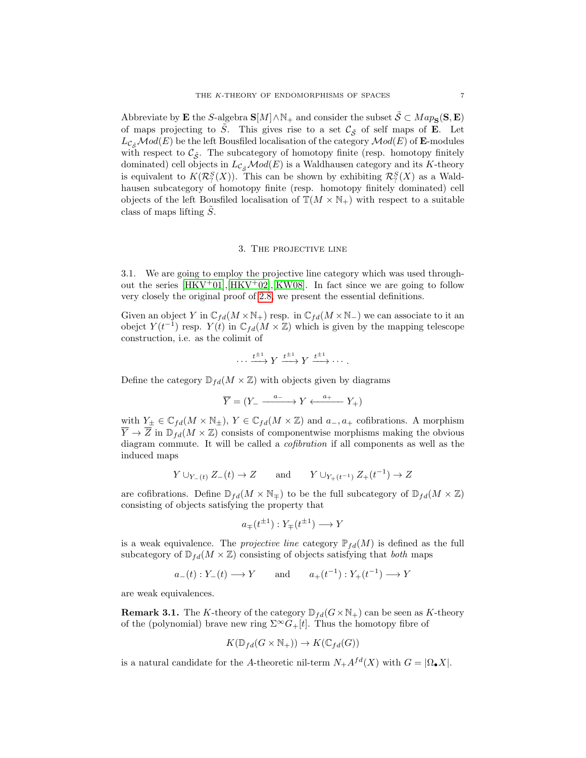Abbreviate by $\mathbf{E}$ the $S$-algebra $\mathbf{S}[M] \wedge \mathbb{N}_+$ and consider the subset $\tilde{\mathcal{S}} \subset Map_{\mathbf{S}}(\mathbf{S}, \mathbf{E})$ of maps projecting to $\tilde{S}$. This gives rise to a set $\mathcal{C}_{\tilde{\mathcal{S}}}$ of self maps of $\mathbf{E}$. Let $L_{\mathcal{C}_{\tilde{\mathcal{S}}}}\mathcal{M}od(E)$ be the left Bousfiled localisation of the category $\mathcal{M}od(E)$ of $\mathbf{E}$-modules with respect to $\mathcal{C}_{\tilde{\mathcal{S}}}$. The subcategory of homotopy finite (resp. homotopy finitely dominated) cell objects in $L_{\mathcal{C}_{\tilde{\mathcal{S}}}}\mathcal{M}od(E)$ is a Waldhausen category and its $K$-theory is equivalent to $K(\mathcal{R}^S_?(X))$. This can be shown by exhibiting $\mathcal{R}^S_?(X)$ as a Waldhausen subcategory of homotopy finite (resp. homotopy finitely dominated) cell objects of the left Bousfiled localisation of $\mathbb{T}(M \times \mathbb{N}_+)$ with respect to a suitable class of maps lifting $\tilde{S}$.

## 3. The projective line

3.1. We are going to employ the projective line category which was used throughout the series [HKV+01], [HKV+02], [KW08]. In fact since we are going to follow very closely the original proof of 2.8, we present the essential definitions.

Given an object $Y$ in $\mathbb{C}_{fd}(M \times \mathbb{N}_+)$ resp. in $\mathbb{C}_{fd}(M \times \mathbb{N}_-)$ we can associate to it an obejct $Y(t^{-1})$ resp. $Y(t)$ in $\mathbb{C}_{fd}(M \times \mathbb{Z})$ which is given by the mapping telescope construction, i.e. as the colimit of

$$\cdots \xrightarrow{t^{\pm 1}} Y \xrightarrow{t^{\pm 1}} Y \xrightarrow{t^{\pm 1}} \cdots .$$

Define the category $\mathbb{D}_{fd}(M \times \mathbb{Z})$ with objects given by diagrams

$$\overline{Y} = (Y_- \xrightarrow{\ a_-\ } Y \xleftarrow{\ a_+\ } Y_+)$$

with $Y_\pm \in \mathbb{C}_{fd}(M \times \mathbb{N}_\pm)$, $Y \in \mathbb{C}_{fd}(M \times \mathbb{Z})$ and $a_-, a_+$ cofibrations. A morphism $\overline{Y} \to \overline{Z}$ in $\mathbb{D}_{fd}(M \times \mathbb{Z})$ consists of componentwise morphisms making the obvious diagram commute. It will be called a *cofibration* if all components as well as the induced maps

$$Y \cup_{Y_-(t)} Z_-(t) \to Z \qquad \text{and} \qquad Y \cup_{Y_+(t^{-1})} Z_+(t^{-1}) \to Z$$

are cofibrations. Define $\mathbb{D}_{fd}(M \times \mathbb{N}_\mp)$ to be the full subcategory of $\mathbb{D}_{fd}(M \times \mathbb{Z})$ consisting of objects satisfying the property that

$$a_\mp(t^{\pm 1}) : Y_\mp(t^{\pm 1}) \longrightarrow Y$$

is a weak equivalence. The *projective line* category $\mathbb{P}_{fd}(M)$ is defined as the full subcategory of $\mathbb{D}_{fd}(M \times \mathbb{Z})$ consisting of objects satisfying that *both* maps

$$a_-(t) : Y_-(t) \longrightarrow Y \qquad \text{and} \qquad a_+(t^{-1}) : Y_+(t^{-1}) \longrightarrow Y$$

are weak equivalences.

**Remark 3.1.** The $K$-theory of the category $\mathbb{D}_{fd}(G \times \mathbb{N}_+)$ can be seen as $K$-theory of the (polynomial) brave new ring $\Sigma^\infty G_+[t]$. Thus the homotopy fibre of

$$K(\mathbb{D}_{fd}(G \times \mathbb{N}_+)) \to K(\mathbb{C}_{fd}(G))$$

is a natural candidate for the $A$-theoretic nil-term $N_+A^{fd}(X)$ with $G = |\Omega_\bullet X|$.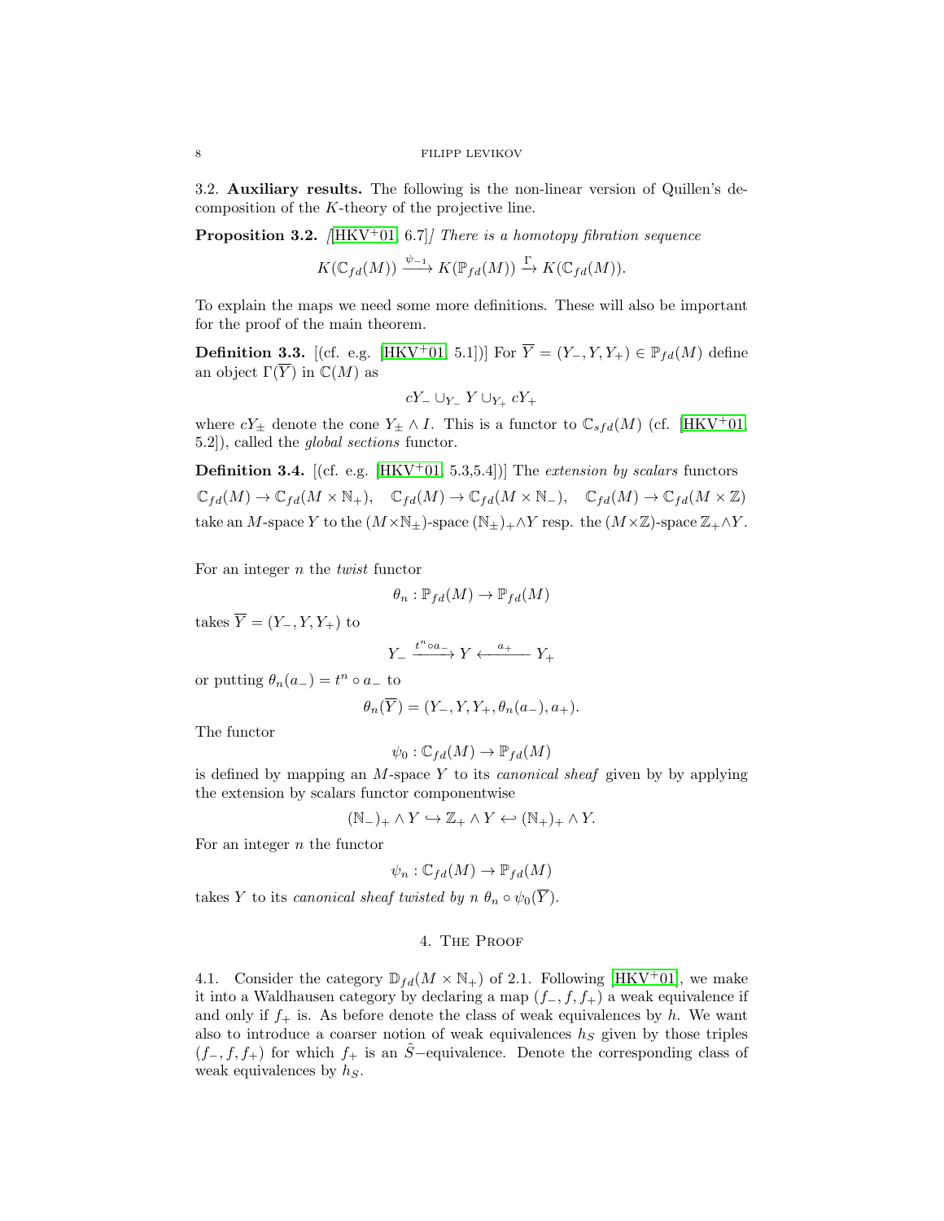### 3.2. Auxiliary results.

The following is the non-linear version of Quillen's decomposition of the $K$-theory of the projective line.

**Proposition 3.2.** *[[HKV+01, 6.7]] There is a homotopy fibration sequence*

$$K(\mathbb{C}_{fd}(M)) \xrightarrow{\psi_{-1}} K(\mathbb{P}_{fd}(M)) \xrightarrow{\Gamma} K(\mathbb{C}_{fd}(M)).$$

To explain the maps we need some more definitions. These will also be important for the proof of the main theorem.

**Definition 3.3.** [(cf. e.g. [HKV+01, 5.1])] For $\overline{Y} = (Y_-, Y, Y_+) \in \mathbb{P}_{fd}(M)$ define an object $\Gamma(\overline{Y})$ in $\mathbb{C}(M)$ as

$$cY_- \cup_{Y_-} Y \cup_{Y_+} cY_+$$

where $cY_\pm$ denote the cone $Y_\pm \wedge I$. This is a functor to $\mathbb{C}_{sfd}(M)$ (cf. [HKV+01, 5.2]), called the *global sections* functor.

**Definition 3.4.** [(cf. e.g. [HKV+01, 5.3,5.4])] The *extension by scalars* functors

$$\mathbb{C}_{fd}(M) \to \mathbb{C}_{fd}(M \times \mathbb{N}_+), \quad \mathbb{C}_{fd}(M) \to \mathbb{C}_{fd}(M \times \mathbb{N}_-), \quad \mathbb{C}_{fd}(M) \to \mathbb{C}_{fd}(M \times \mathbb{Z})$$

take an $M$-space $Y$ to the $(M \times \mathbb{N}_\pm)$-space $(\mathbb{N}_\pm)_+ \wedge Y$ resp. the $(M \times \mathbb{Z})$-space $\mathbb{Z}_+ \wedge Y$.

For an integer $n$ the *twist* functor

$$\theta_n : \mathbb{P}_{fd}(M) \to \mathbb{P}_{fd}(M)$$

takes $\overline{Y} = (Y_-, Y, Y_+)$ to

$$Y_- \xrightarrow{t^n \circ a_-} Y \xleftarrow{a_+} Y_+$$

or putting $\theta_n(a_-) = t^n \circ a_-$ to

$$\theta_n(\overline{Y}) = (Y_-, Y, Y_+, \theta_n(a_-), a_+).$$

The functor

$$\psi_0 : \mathbb{C}_{fd}(M) \to \mathbb{P}_{fd}(M)$$

is defined by mapping an $M$-space $Y$ to its *canonical sheaf* given by by applying the extension by scalars functor componentwise

$$(\mathbb{N}_-)_+ \wedge Y \hookrightarrow \mathbb{Z}_+ \wedge Y \hookleftarrow (\mathbb{N}_+)_+ \wedge Y.$$

For an integer $n$ the functor

$$\psi_n : \mathbb{C}_{fd}(M) \to \mathbb{P}_{fd}(M)$$

takes $Y$ to its *canonical sheaf twisted by $n$* $\theta_n \circ \psi_0(\overline{Y})$.

## 4. The Proof

4.1. Consider the category $\mathbb{D}_{fd}(M \times \mathbb{N}_+)$ of 2.1. Following [HKV+01], we make it into a Waldhausen category by declaring a map $(f_-, f, f_+)$ a weak equivalence if and only if $f_+$ is. As before denote the class of weak equivalences by $h$. We want also to introduce a coarser notion of weak equivalences $h_S$ given by those triples $(f_-, f, f_+)$ for which $f_+$ is an $\tilde{S}$−equivalence. Denote the corresponding class of weak equivalences by $h_S$.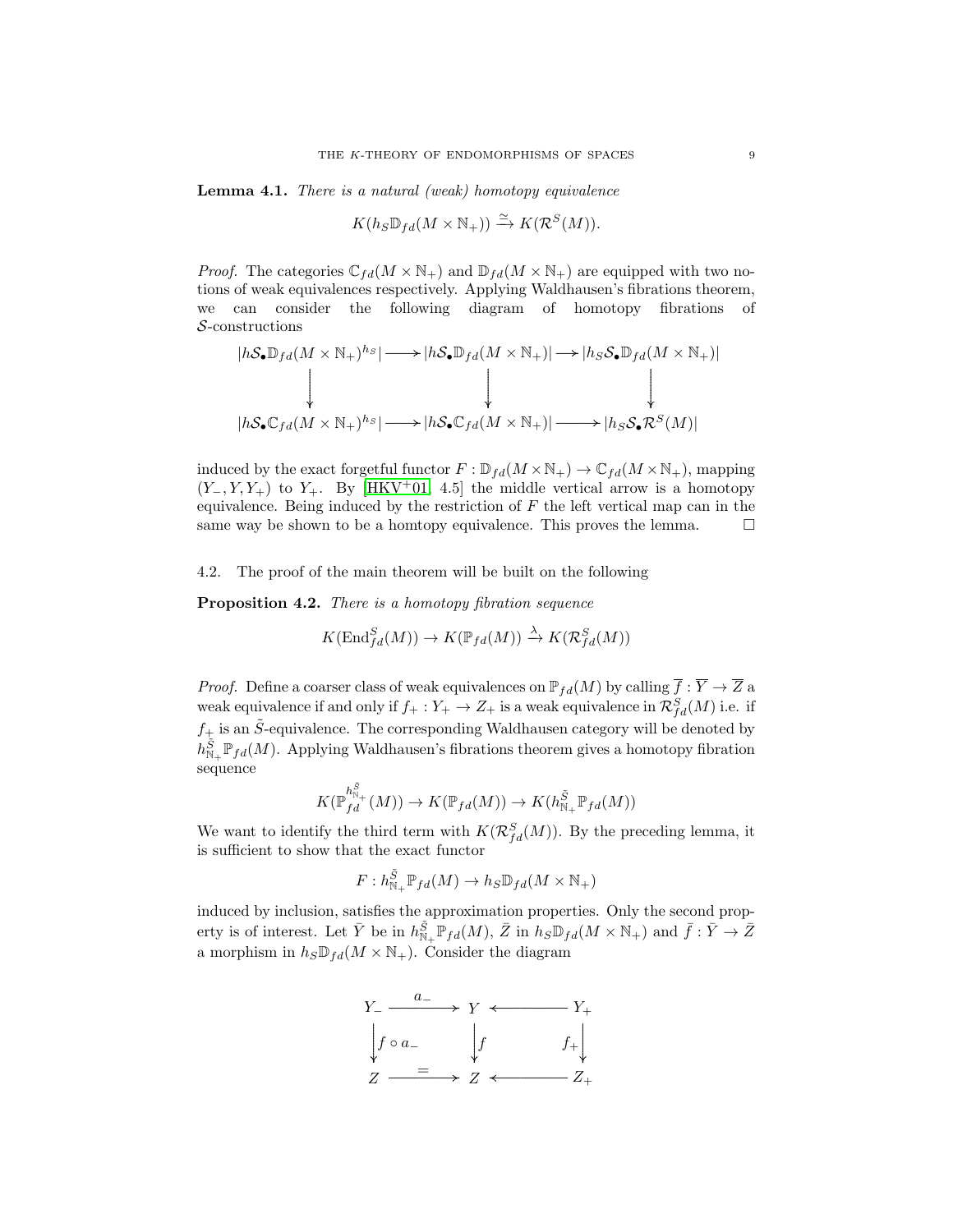**Lemma 4.1.** *There is a natural (weak) homotopy equivalence*

$$K(h_S\mathbb{D}_{fd}(M \times \mathbb{N}_+)) \xrightarrow{\simeq} K(\mathcal{R}^S(M)).$$

*Proof.* The categories $\mathbb{C}_{fd}(M \times \mathbb{N}_+)$ and $\mathbb{D}_{fd}(M \times \mathbb{N}_+)$ are equipped with two notions of weak equivalences respectively. Applying Waldhausen's fibrations theorem, we can consider the following diagram of homotopy fibrations of $\mathcal{S}$-constructions

$$\begin{array}{ccccc}
|h\mathcal{S}_\bullet\mathbb{D}_{fd}(M \times \mathbb{N}_+)^{h_S}| & \longrightarrow & |h\mathcal{S}_\bullet\mathbb{D}_{fd}(M \times \mathbb{N}_+)| & \longrightarrow & |h_S\mathcal{S}_\bullet\mathbb{D}_{fd}(M \times \mathbb{N}_+)| \\
\downarrow & & \downarrow & & \downarrow \\
|h\mathcal{S}_\bullet\mathbb{C}_{fd}(M \times \mathbb{N}_+)^{h_S}| & \longrightarrow & |h\mathcal{S}_\bullet\mathbb{C}_{fd}(M \times \mathbb{N}_+)| & \longrightarrow & |h_S\mathcal{S}_\bullet\mathcal{R}^S(M)|
\end{array}$$

induced by the exact forgetful functor $F : \mathbb{D}_{fd}(M \times \mathbb{N}_+) \to \mathbb{C}_{fd}(M \times \mathbb{N}_+)$, mapping $(Y_-, Y, Y_+)$ to $Y_+$. By [HKV+01, 4.5] the middle vertical arrow is a homotopy equivalence. Being induced by the restriction of $F$ the left vertical map can in the same way be shown to be a homtopy equivalence. This proves the lemma. $\square$

4.2. The proof of the main theorem will be built on the following

**Proposition 4.2.** *There is a homotopy fibration sequence*

$$K(\mathrm{End}^S_{fd}(M)) \to K(\mathbb{P}_{fd}(M)) \xrightarrow{\lambda} K(\mathcal{R}^S_{fd}(M))$$

*Proof.* Define a coarser class of weak equivalences on $\mathbb{P}_{fd}(M)$ by calling $\overline{f} : \overline{Y} \to \overline{Z}$ a weak equivalence if and only if $f_+ : Y_+ \to Z_+$ is a weak equivalence in $\mathcal{R}^S_{fd}(M)$ i.e. if $f_+$ is an $\tilde{S}$-equivalence. The corresponding Waldhausen category will be denoted by $h^{\tilde{S}}_{\mathbb{N}_+}\mathbb{P}_{fd}(M)$. Applying Waldhausen's fibrations theorem gives a homotopy fibration sequence

$$K(\mathbb{P}_{fd}^{h^{\tilde{S}}_{\mathbb{N}_+}}(M)) \to K(\mathbb{P}_{fd}(M)) \to K(h^{\tilde{S}}_{\mathbb{N}_+}\mathbb{P}_{fd}(M))$$

We want to identify the third term with $K(\mathcal{R}^S_{fd}(M))$. By the preceding lemma, it is sufficient to show that the exact functor

$$F : h^{\tilde{S}}_{\mathbb{N}_+}\mathbb{P}_{fd}(M) \to h_S\mathbb{D}_{fd}(M \times \mathbb{N}_+)$$

induced by inclusion, satisfies the approximation properties. Only the second property is of interest. Let $\bar{Y}$ be in $h^{\tilde{S}}_{\mathbb{N}_+}\mathbb{P}_{fd}(M)$, $\bar{Z}$ in $h_S\mathbb{D}_{fd}(M \times \mathbb{N}_+)$ and $\bar{f} : \bar{Y} \to \bar{Z}$ a morphism in $h_S\mathbb{D}_{fd}(M \times \mathbb{N}_+)$. Consider the diagram

$$\begin{array}{ccccc}
Y_- & \xrightarrow{a_-} & Y & \longleftarrow & Y_+ \\
\downarrow{\scriptstyle f \circ a_-} & & \downarrow{\scriptstyle f} & & \downarrow{\scriptstyle f_+} \\
Z & \xrightarrow{=} & Z & \longleftarrow & Z_+
\end{array}$$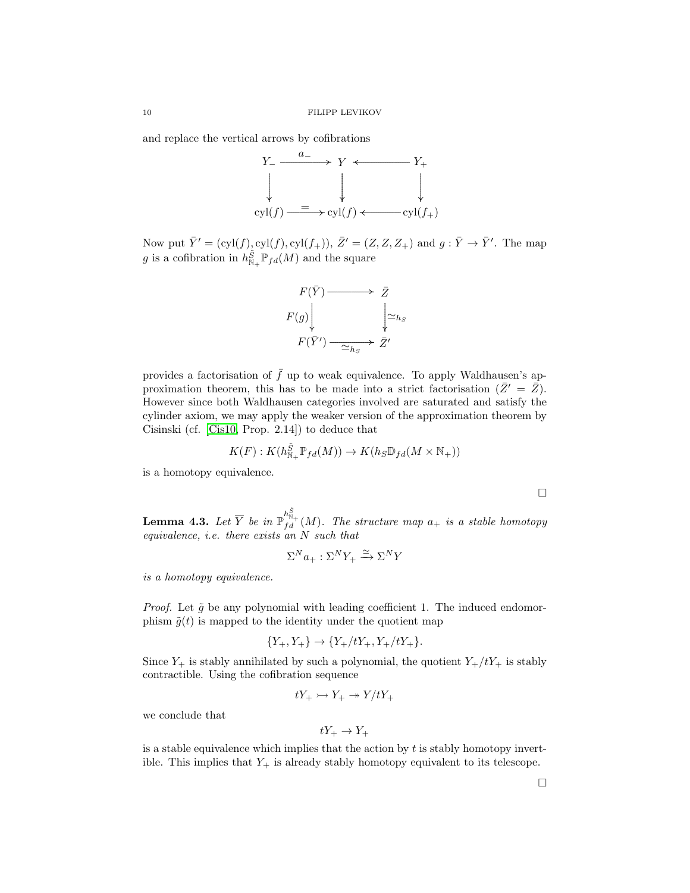and replace the vertical arrows by cofibrations

$$
\begin{array}{ccccc}
Y_- & \xrightarrow{a_-} & Y & \longleftarrow & Y_+ \\
\downarrow & & \downarrow & & \downarrow \\
\mathrm{cyl}(f) & \xrightarrow{=} & \mathrm{cyl}(f) & \longleftarrow & \mathrm{cyl}(f_+)
\end{array}
$$

Now put $\bar{Y}' = (\mathrm{cyl}(f), \mathrm{cyl}(f), \mathrm{cyl}(f_+))$, $\bar{Z}' = (Z, Z, Z_+)$ and $g : \bar{Y} \to \bar{Y}'$. The map $g$ is a cofibration in $h^{\tilde{S}}_{\mathbb{N}_+}\mathbb{P}_{fd}(M)$ and the square

$$
\begin{array}{ccc}
F(\bar{Y}) & \longrightarrow & \bar{Z} \\
{\scriptstyle F(g)}\downarrow & & \downarrow{\scriptstyle \simeq_{h_S}} \\
F(\bar{Y}') & \xrightarrow[\simeq_{h_S}]{} & \bar{Z}'
\end{array}
$$

provides a factorisation of $\bar{f}$ up to weak equivalence. To apply Waldhausen's approximation theorem, this has to be made into a strict factorisation ($\bar{Z}' = \bar{Z}$). However since both Waldhausen categories involved are saturated and satisfy the cylinder axiom, we may apply the weaker version of the approximation theorem by Cisinski (cf. [Cis10, Prop. 2.14]) to deduce that

$$K(F) : K(h^{\tilde{S}}_{\mathbb{N}_+}\mathbb{P}_{fd}(M)) \to K(h_S\mathbb{D}_{fd}(M \times \mathbb{N}_+))$$

is a homotopy equivalence.

□

**Lemma 4.3.** *Let $\overline{Y}$ be in $\mathbb{P}^{h^{\tilde{S}}_{\mathbb{N}_+}}_{fd}(M)$. The structure map $a_+$ is a stable homotopy equivalence, i.e. there exists an $N$ such that*

$$\Sigma^N a_+ : \Sigma^N Y_+ \xrightarrow{\simeq} \Sigma^N Y$$

*is a homotopy equivalence.*

*Proof.* Let $\tilde{g}$ be any polynomial with leading coefficient 1. The induced endomorphism $\tilde{g}(t)$ is mapped to the identity under the quotient map

$$\{Y_+, Y_+\} \to \{Y_+/tY_+, Y_+/tY_+\}.$$

Since $Y_+$ is stably annihilated by such a polynomial, the quotient $Y_+/tY_+$ is stably contractible. Using the cofibration sequence

$$tY_+ \rightarrowtail Y_+ \twoheadrightarrow Y/tY_+$$

we conclude that

$$tY_+ \to Y_+$$

is a stable equivalence which implies that the action by $t$ is stably homotopy invertible. This implies that $Y_+$ is already stably homotopy equivalent to its telescope.

□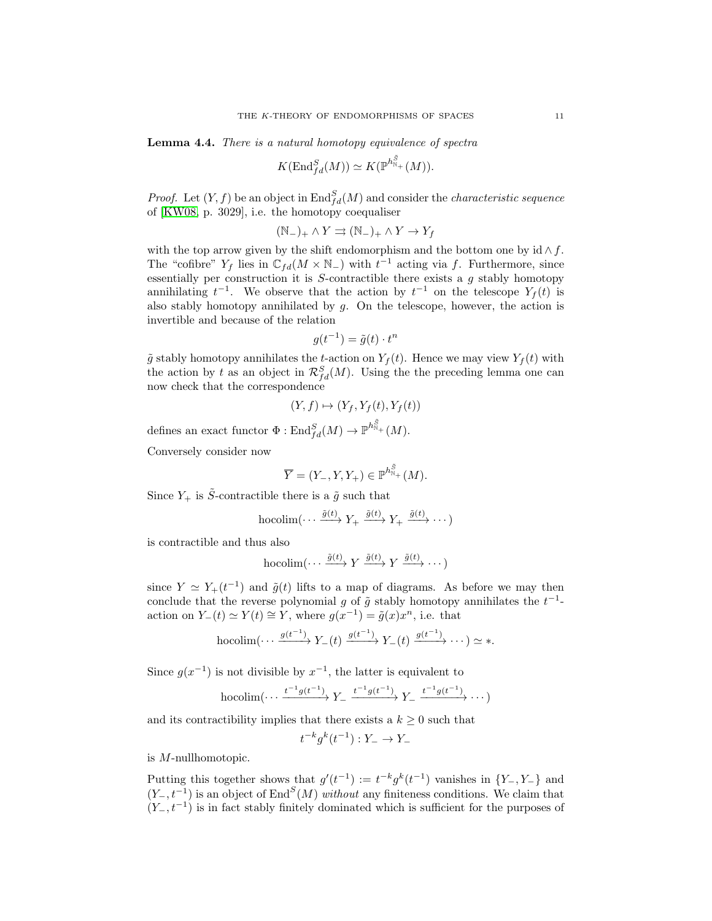**Lemma 4.4.** *There is a natural homotopy equivalence of spectra*

$$K(\mathrm{End}^S_{fd}(M)) \simeq K(\mathbb{P}^{h^{\tilde{S}}_{\mathbb{N}_+}}(M)).$$

*Proof.* Let $(Y, f)$ be an object in $\mathrm{End}^S_{fd}(M)$ and consider the *characteristic sequence* of [KW08, p. 3029], i.e. the homotopy coequaliser

$$(\mathbb{N}_-)_+ \wedge Y \rightrightarrows (\mathbb{N}_-)_+ \wedge Y \to Y_f$$

with the top arrow given by the shift endomorphism and the bottom one by $\mathrm{id} \wedge f$. The "cofibre" $Y_f$ lies in $\mathbb{C}_{fd}(M \times \mathbb{N}_-)$ with $t^{-1}$ acting via $f$. Furthermore, since essentially per construction it is $S$-contractible there exists a $g$ stably homotopy annihilating $t^{-1}$. We observe that the action by $t^{-1}$ on the telescope $Y_f(t)$ is also stably homotopy annihilated by $g$. On the telescope, however, the action is invertible and because of the relation

$$g(t^{-1}) = \tilde{g}(t) \cdot t^n$$

$\tilde{g}$ stably homotopy annihilates the $t$-action on $Y_f(t)$. Hence we may view $Y_f(t)$ with the action by $t$ as an object in $\mathcal{R}^S_{fd}(M)$. Using the the preceding lemma one can now check that the correspondence

$$(Y, f) \mapsto (Y_f, Y_f(t), Y_f(t))$$

defines an exact functor $\Phi : \mathrm{End}^S_{fd}(M) \to \mathbb{P}^{h^{\tilde{S}}_{\mathbb{N}_+}}(M)$.

Conversely consider now

$$\overline{Y} = (Y_-, Y, Y_+) \in \mathbb{P}^{h^{\tilde{S}}_{\mathbb{N}_+}}(M).$$

Since $Y_+$ is $\tilde{S}$-contractible there is a $\tilde{g}$ such that

$$\mathrm{hocolim}(\cdots \xrightarrow{\tilde{g}(t)} Y_+ \xrightarrow{\tilde{g}(t)} Y_+ \xrightarrow{\tilde{g}(t)} \cdots)$$

is contractible and thus also

$$\mathrm{hocolim}(\cdots \xrightarrow{\tilde{g}(t)} Y \xrightarrow{\tilde{g}(t)} Y \xrightarrow{\tilde{g}(t)} \cdots)$$

since $Y \simeq Y_+(t^{-1})$ and $\tilde{g}(t)$ lifts to a map of diagrams. As before we may then conclude that the reverse polynomial $g$ of $\tilde{g}$ stably homotopy annihilates the $t^{-1}$-action on $Y_-(t) \simeq Y(t) \cong Y$, where $g(x^{-1}) = \tilde{g}(x)x^n$, i.e. that

$$\mathrm{hocolim}(\cdots \xrightarrow{g(t^{-1})} Y_-(t) \xrightarrow{g(t^{-1})} Y_-(t) \xrightarrow{g(t^{-1})} \cdots) \simeq *.$$

Since $g(x^{-1})$ is not divisible by $x^{-1}$, the latter is equivalent to

$$\mathrm{hocolim}(\cdots \xrightarrow{t^{-1}g(t^{-1})} Y_- \xrightarrow{t^{-1}g(t^{-1})} Y_- \xrightarrow{t^{-1}g(t^{-1})} \cdots)$$

and its contractibility implies that there exists a $k \geq 0$ such that

$$t^{-k}g^k(t^{-1}) : Y_- \to Y_-$$

is $M$-nullhomotopic.

Putting this together shows that $g'(t^{-1}) := t^{-k}g^k(t^{-1})$ vanishes in $\{Y_-, Y_-\}$ and $(Y_-, t^{-1})$ is an object of $\mathrm{End}^S(M)$ *without* any finiteness conditions. We claim that $(Y_-, t^{-1})$ is in fact stably finitely dominated which is sufficient for the purposes of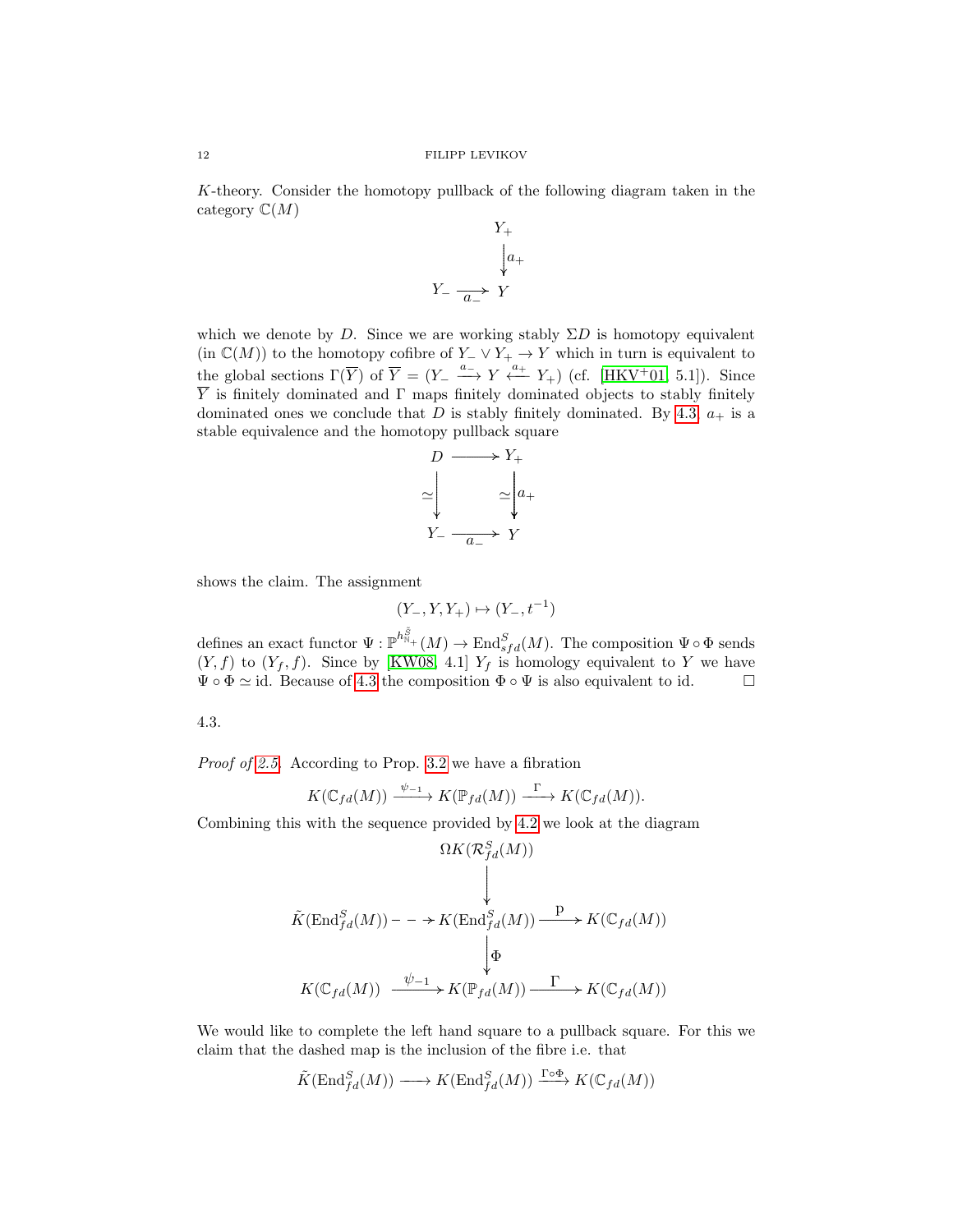$K$-theory. Consider the homotopy pullback of the following diagram taken in the category $\mathbb{C}(M)$

$$\begin{array}{ccc} & & Y_+ \\ & & \downarrow a_+ \\ Y_- & \xrightarrow{a_-} & Y \end{array}$$

which we denote by $D$. Since we are working stably $\Sigma D$ is homotopy equivalent (in $\mathbb{C}(M)$) to the homotopy cofibre of $Y_- \vee Y_+ \to Y$ which in turn is equivalent to the global sections $\Gamma(\overline{Y})$ of $\overline{Y} = (Y_- \xrightarrow{a_-} Y \xleftarrow{a_+} Y_+)$ (cf. [HKV$^+$01, 5.1]). Since $\overline{Y}$ is finitely dominated and $\Gamma$ maps finitely dominated objects to stably finitely dominated ones we conclude that $D$ is stably finitely dominated. By 4.3, $a_+$ is a stable equivalence and the homotopy pullback square

$$\begin{array}{ccc} D & \longrightarrow & Y_+ \\ \simeq\downarrow & & \simeq\downarrow a_+ \\ Y_- & \xrightarrow{a_-} & Y \end{array}$$

shows the claim. The assignment

$$(Y_-, Y, Y_+) \mapsto (Y_-, t^{-1})$$

defines an exact functor $\Psi : \mathbb{P}^{h^{\tilde{S}}_{\mathbb{N}+}}(M) \to \mathrm{End}^S_{sfd}(M)$. The composition $\Psi \circ \Phi$ sends $(Y, f)$ to $(Y_f, f)$. Since by [KW08, 4.1] $Y_f$ is homology equivalent to $Y$ we have $\Psi \circ \Phi \simeq \mathrm{id}$. Because of 4.3 the composition $\Phi \circ \Psi$ is also equivalent to id. $\square$

4.3.

*Proof of 2.5.* According to Prop. 3.2 we have a fibration

$$K(\mathbb{C}_{fd}(M)) \xrightarrow{\psi_{-1}} K(\mathbb{P}_{fd}(M)) \xrightarrow{\Gamma} K(\mathbb{C}_{fd}(M)).$$

Combining this with the sequence provided by 4.2 we look at the diagram

$$\begin{array}{ccccc} & & \Omega K(\mathcal{R}^S_{fd}(M)) & & \\ & & \downarrow & & \\ \tilde{K}(\mathrm{End}^S_{fd}(M)) & \dashrightarrow & K(\mathrm{End}^S_{fd}(M)) & \xrightarrow{\mathrm{p}} & K(\mathbb{C}_{fd}(M)) \\ & & \downarrow \Phi & & \\ K(\mathbb{C}_{fd}(M)) & \xrightarrow{\psi_{-1}} & K(\mathbb{P}_{fd}(M)) & \xrightarrow{\Gamma} & K(\mathbb{C}_{fd}(M)) \end{array}$$

We would like to complete the left hand square to a pullback square. For this we claim that the dashed map is the inclusion of the fibre i.e. that

$$\tilde{K}(\mathrm{End}^S_{fd}(M)) \longrightarrow K(\mathrm{End}^S_{fd}(M)) \xrightarrow{\Gamma\circ\Phi} K(\mathbb{C}_{fd}(M))$$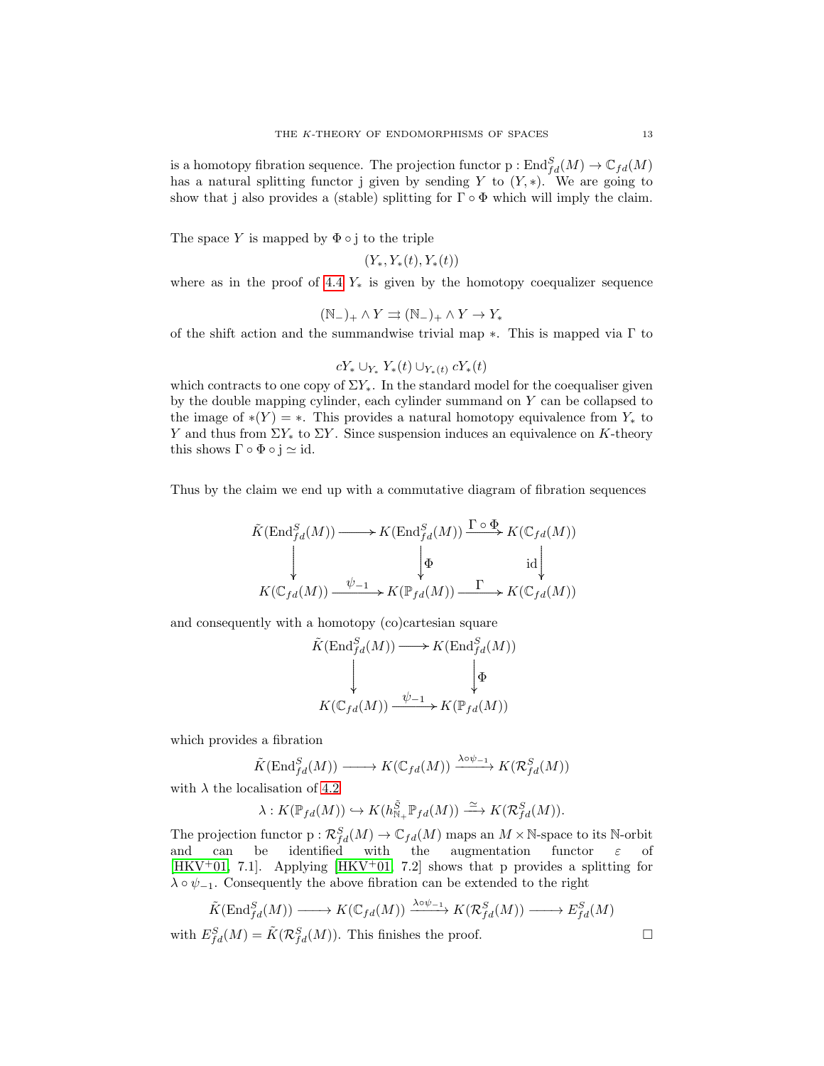is a homotopy fibration sequence. The projection functor $\mathrm{p} : \mathrm{End}^S_{fd}(M) \to \mathbb{C}_{fd}(M)$ has a natural splitting functor $\mathrm{j}$ given by sending $Y$ to $(Y, *)$. We are going to show that $\mathrm{j}$ also provides a (stable) splitting for $\Gamma \circ \Phi$ which will imply the claim.

The space $Y$ is mapped by $\Phi \circ \mathrm{j}$ to the triple

$$(Y_*, Y_*(t), Y_*(t))$$

where as in the proof of 4.4 $Y_*$ is given by the homotopy coequalizer sequence

$$(\mathbb{N}_-)_+ \wedge Y \rightrightarrows (\mathbb{N}_-)_+ \wedge Y \to Y_*$$

of the shift action and the summandwise trivial map $*$. This is mapped via $\Gamma$ to

$$cY_* \cup_{Y_*} Y_*(t) \cup_{Y_*(t)} cY_*(t)$$

which contracts to one copy of $\Sigma Y_*$. In the standard model for the coequaliser given by the double mapping cylinder, each cylinder summand on $Y$ can be collapsed to the image of $*(Y) = *$. This provides a natural homotopy equivalence from $Y_*$ to $Y$ and thus from $\Sigma Y_*$ to $\Sigma Y$. Since suspension induces an equivalence on $K$-theory this shows $\Gamma \circ \Phi \circ \mathrm{j} \simeq \mathrm{id}$.

Thus by the claim we end up with a commutative diagram of fibration sequences

$$\begin{array}{ccccc}
\tilde{K}(\mathrm{End}^S_{fd}(M)) & \longrightarrow & K(\mathrm{End}^S_{fd}(M)) & \xrightarrow{\Gamma \circ \Phi} & K(\mathbb{C}_{fd}(M)) \\
\downarrow & & \downarrow \Phi & & \downarrow \mathrm{id} \\
K(\mathbb{C}_{fd}(M)) & \xrightarrow{\psi_{-1}} & K(\mathbb{P}_{fd}(M)) & \xrightarrow{\Gamma} & K(\mathbb{C}_{fd}(M))
\end{array}$$

and consequently with a homotopy (co)cartesian square

$$\begin{array}{ccc}
\tilde{K}(\mathrm{End}^S_{fd}(M)) & \longrightarrow & K(\mathrm{End}^S_{fd}(M)) \\
\downarrow & & \downarrow \Phi \\
K(\mathbb{C}_{fd}(M)) & \xrightarrow{\psi_{-1}} & K(\mathbb{P}_{fd}(M))
\end{array}$$

which provides a fibration

$$\tilde{K}(\mathrm{End}^S_{fd}(M)) \longrightarrow K(\mathbb{C}_{fd}(M)) \xrightarrow{\lambda \circ \psi_{-1}} K(\mathcal{R}^S_{fd}(M))$$

with $\lambda$ the localisation of 4.2

$$\lambda : K(\mathbb{P}_{fd}(M)) \hookrightarrow K(h^{\tilde{S}}_{\mathbb{N}_+}\mathbb{P}_{fd}(M)) \xrightarrow{\simeq} K(\mathcal{R}^S_{fd}(M)).$$

The projection functor $\mathrm{p} : \mathcal{R}^S_{fd}(M) \to \mathbb{C}_{fd}(M)$ maps an $M \times \mathbb{N}$-space to its $\mathbb{N}$-orbit and can be identified with the augmentation functor $\varepsilon$ of [HKV+01, 7.1]. Applying [HKV+01, 7.2] shows that $\mathrm{p}$ provides a splitting for $\lambda \circ \psi_{-1}$. Consequently the above fibration can be extended to the right

$$\tilde{K}(\mathrm{End}^S_{fd}(M)) \longrightarrow K(\mathbb{C}_{fd}(M)) \xrightarrow{\lambda \circ \psi_{-1}} K(\mathcal{R}^S_{fd}(M)) \longrightarrow E^S_{fd}(M)$$

with $E^S_{fd}(M) = \tilde{K}(\mathcal{R}^S_{fd}(M))$. This finishes the proof. □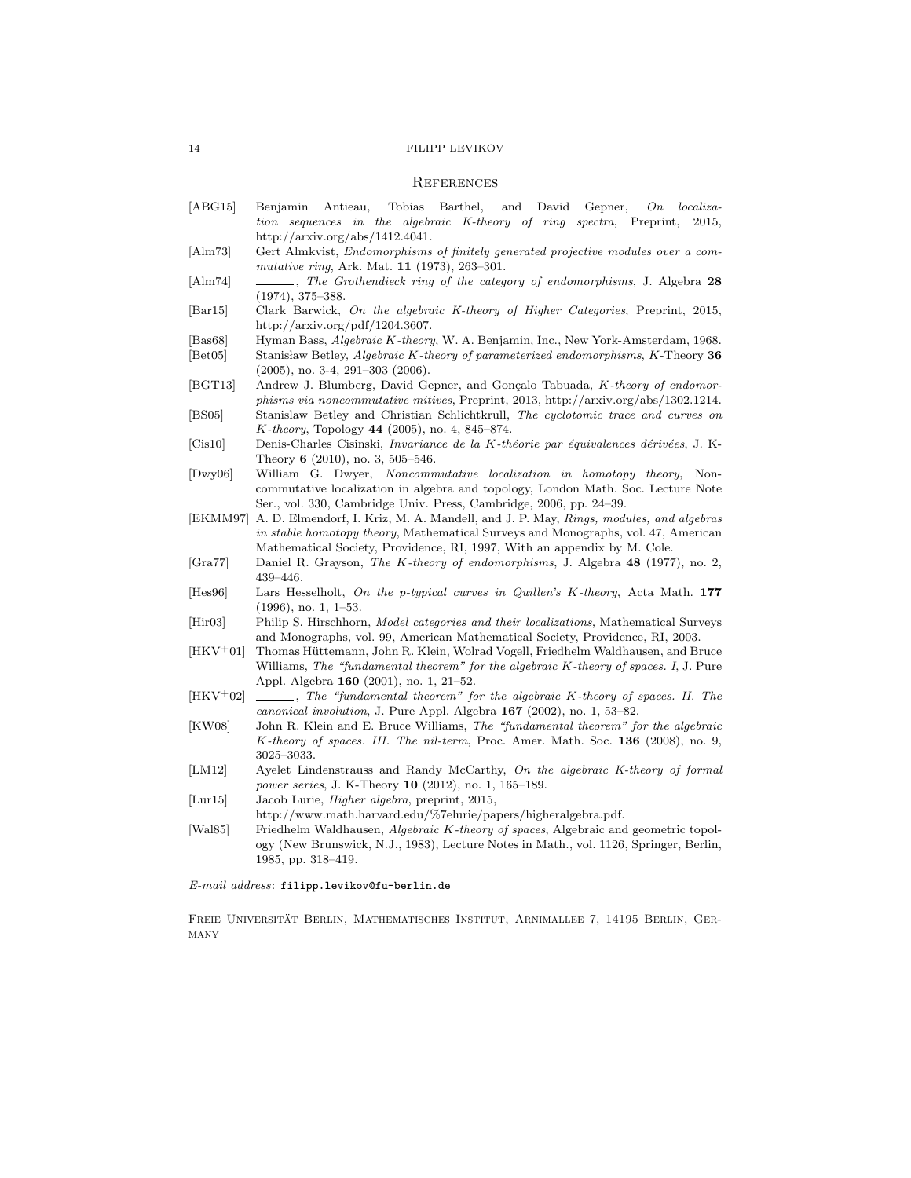## References

[ABG15] Benjamin Antieau, Tobias Barthel, and David Gepner, *On localization sequences in the algebraic K-theory of ring spectra*, Preprint, 2015, http://arxiv.org/abs/1412.4041.

[Alm73] Gert Almkvist, *Endomorphisms of finitely generated projective modules over a commutative ring*, Ark. Mat. **11** (1973), 263–301.

[Alm74] ———, *The Grothendieck ring of the category of endomorphisms*, J. Algebra **28** (1974), 375–388.

[Bar15] Clark Barwick, *On the algebraic K-theory of Higher Categories*, Preprint, 2015, http://arxiv.org/pdf/1204.3607.

[Bas68] Hyman Bass, *Algebraic K-theory*, W. A. Benjamin, Inc., New York-Amsterdam, 1968.

[Bet05] Stanisław Betley, *Algebraic K-theory of parameterized endomorphisms*, K-Theory **36** (2005), no. 3-4, 291–303 (2006).

[BGT13] Andrew J. Blumberg, David Gepner, and Gonçalo Tabuada, *K-theory of endomorphisms via noncommutative mitives*, Preprint, 2013, http://arxiv.org/abs/1302.1214.

[BS05] Stanislaw Betley and Christian Schlichtkrull, *The cyclotomic trace and curves on K-theory*, Topology **44** (2005), no. 4, 845–874.

[Cis10] Denis-Charles Cisinski, *Invariance de la K-théorie par équivalences dérivées*, J. K-Theory **6** (2010), no. 3, 505–546.

[Dwy06] William G. Dwyer, *Noncommutative localization in homotopy theory*, Noncommutative localization in algebra and topology, London Math. Soc. Lecture Note Ser., vol. 330, Cambridge Univ. Press, Cambridge, 2006, pp. 24–39.

[EKMM97] A. D. Elmendorf, I. Kriz, M. A. Mandell, and J. P. May, *Rings, modules, and algebras in stable homotopy theory*, Mathematical Surveys and Monographs, vol. 47, American Mathematical Society, Providence, RI, 1997, With an appendix by M. Cole.

[Gra77] Daniel R. Grayson, *The K-theory of endomorphisms*, J. Algebra **48** (1977), no. 2, 439–446.

[Hes96] Lars Hesselholt, *On the p-typical curves in Quillen's K-theory*, Acta Math. **177** (1996), no. 1, 1–53.

[Hir03] Philip S. Hirschhorn, *Model categories and their localizations*, Mathematical Surveys and Monographs, vol. 99, American Mathematical Society, Providence, RI, 2003.

[HKV+01] Thomas Hüttemann, John R. Klein, Wolrad Vogell, Friedhelm Waldhausen, and Bruce Williams, *The "fundamental theorem" for the algebraic K-theory of spaces. I*, J. Pure Appl. Algebra **160** (2001), no. 1, 21–52.

[HKV+02] ———, *The "fundamental theorem" for the algebraic K-theory of spaces. II. The canonical involution*, J. Pure Appl. Algebra **167** (2002), no. 1, 53–82.

[KW08] John R. Klein and E. Bruce Williams, *The "fundamental theorem" for the algebraic K-theory of spaces. III. The nil-term*, Proc. Amer. Math. Soc. **136** (2008), no. 9, 3025–3033.

[LM12] Ayelet Lindenstrauss and Randy McCarthy, *On the algebraic K-theory of formal power series*, J. K-Theory **10** (2012), no. 1, 165–189.

[Lur15] Jacob Lurie, *Higher algebra*, preprint, 2015, http://www.math.harvard.edu/%7elurie/papers/higheralgebra.pdf.

[Wal85] Friedhelm Waldhausen, *Algebraic K-theory of spaces*, Algebraic and geometric topology (New Brunswick, N.J., 1983), Lecture Notes in Math., vol. 1126, Springer, Berlin, 1985, pp. 318–419.

*E-mail address*: filipp.levikov@fu-berlin.de

Freie Universität Berlin, Mathematisches Institut, Arnimallee 7, 14195 Berlin, Germany